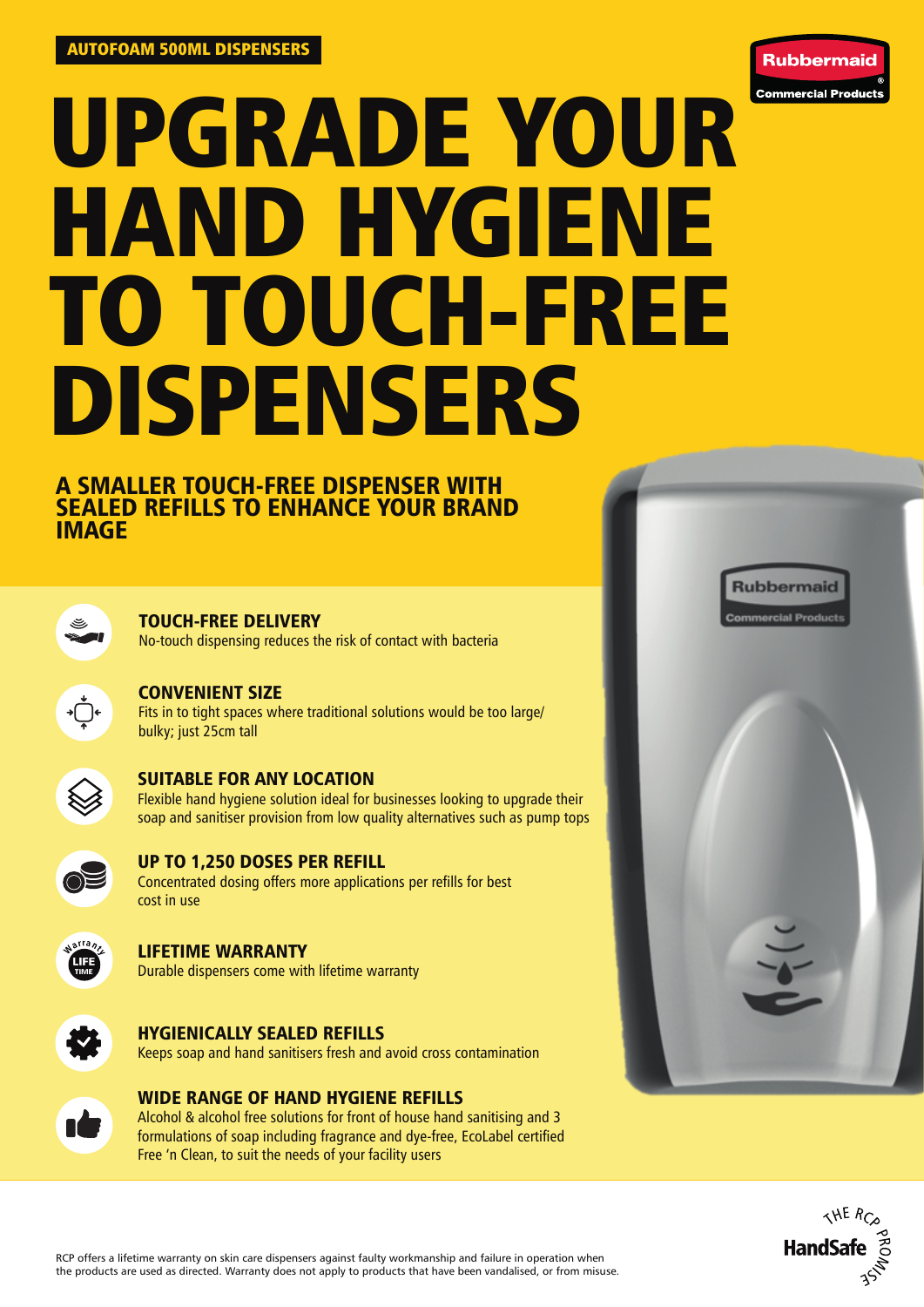AUTOFOAM 500ML DISPENSERS

Rubbermaid Commercial Products

# UPGRADE YOUR HAND HYGIENE TO TOUCH-FREE DISPENSERS

## A SMALLER TOUCH-FREE DISPENSER WITH SEALED REFILLS TO ENHANCE YOUR BRAND IMAGE

### TOUCH-FREE DELIVERY
No-touch dispensing reduces the risk of contact with bacteria

### CONVENIENT SIZE
Fits in to tight spaces where traditional solutions would be too large/ bulky; just 25cm tall

### SUITABLE FOR ANY LOCATION
Flexible hand hygiene solution ideal for businesses looking to upgrade their soap and sanitiser provision from low quality alternatives such as pump tops

### UP TO 1,250 DOSES PER REFILL
Concentrated dosing offers more applications per refills for best cost in use

### LIFETIME WARRANTY
Durable dispensers come with lifetime warranty

### HYGIENICALLY SEALED REFILLS
Keeps soap and hand sanitisers fresh and avoid cross contamination

### WIDE RANGE OF HAND HYGIENE REFILLS
Alcohol & alcohol free solutions for front of house hand sanitising and 3 formulations of soap including fragrance and dye-free, EcoLabel certified Free 'n Clean, to suit the needs of your facility users

RCP offers a lifetime warranty on skin care dispensers against faulty workmanship and failure in operation when the products are used as directed. Warranty does not apply to products that have been vandalised, or from misuse.

THE RCP PROMISE HandSafe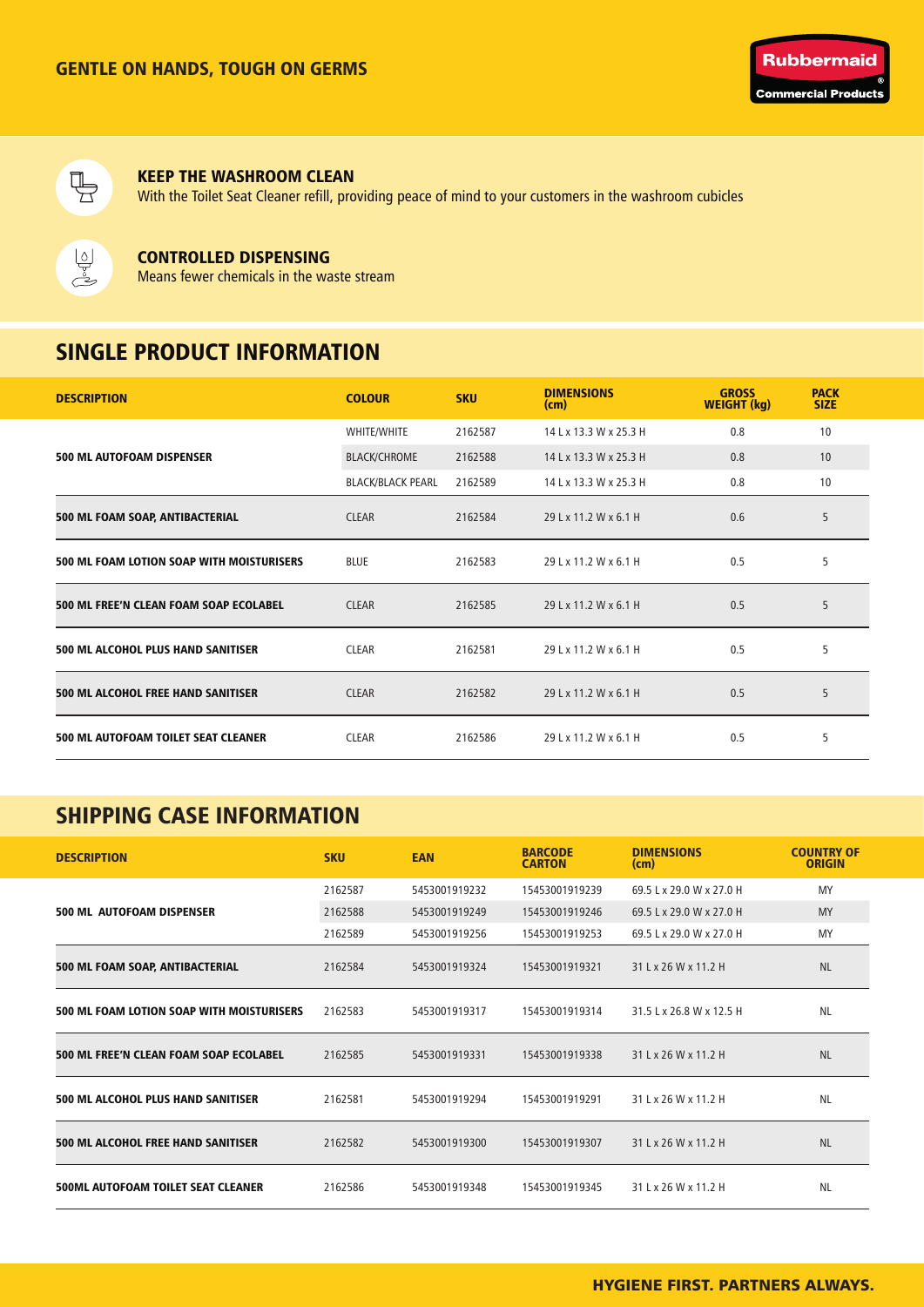GENTLE ON HANDS, TOUGH ON GERMS

Rubbermaid Commercial Products

### KEEP THE WASHROOM CLEAN

With the Toilet Seat Cleaner refill, providing peace of mind to your customers in the washroom cubicles

### CONTROLLED DISPENSING

Means fewer chemicals in the waste stream

## SINGLE PRODUCT INFORMATION

| DESCRIPTION | COLOUR | SKU | DIMENSIONS (cm) | GROSS WEIGHT (kg) | PACK SIZE |
|---|---|---|---|---|---|
| 500 ML AUTOFOAM DISPENSER | WHITE/WHITE | 2162587 | 14 L x 13.3 W x 25.3 H | 0.8 | 10 |
| | BLACK/CHROME | 2162588 | 14 L x 13.3 W x 25.3 H | 0.8 | 10 |
| | BLACK/BLACK PEARL | 2162589 | 14 L x 13.3 W x 25.3 H | 0.8 | 10 |
| 500 ML FOAM SOAP, ANTIBACTERIAL | CLEAR | 2162584 | 29 L x 11.2 W x 6.1 H | 0.6 | 5 |
| 500 ML FOAM LOTION SOAP WITH MOISTURISERS | BLUE | 2162583 | 29 L x 11.2 W x 6.1 H | 0.5 | 5 |
| 500 ML FREE'N CLEAN FOAM SOAP ECOLABEL | CLEAR | 2162585 | 29 L x 11.2 W x 6.1 H | 0.5 | 5 |
| 500 ML ALCOHOL PLUS HAND SANITISER | CLEAR | 2162581 | 29 L x 11.2 W x 6.1 H | 0.5 | 5 |
| 500 ML ALCOHOL FREE HAND SANITISER | CLEAR | 2162582 | 29 L x 11.2 W x 6.1 H | 0.5 | 5 |
| 500 ML AUTOFOAM TOILET SEAT CLEANER | CLEAR | 2162586 | 29 L x 11.2 W x 6.1 H | 0.5 | 5 |

## SHIPPING CASE INFORMATION

| DESCRIPTION | SKU | EAN | BARCODE CARTON | DIMENSIONS (cm) | COUNTRY OF ORIGIN |
|---|---|---|---|---|---|
| 500 ML AUTOFOAM DISPENSER | 2162587 | 5453001919232 | 15453001919239 | 69.5 L x 29.0 W x 27.0 H | MY |
| | 2162588 | 5453001919249 | 15453001919246 | 69.5 L x 29.0 W x 27.0 H | MY |
| | 2162589 | 5453001919256 | 15453001919253 | 69.5 L x 29.0 W x 27.0 H | MY |
| 500 ML FOAM SOAP, ANTIBACTERIAL | 2162584 | 5453001919324 | 15453001919321 | 31 L x 26 W x 11.2 H | NL |
| 500 ML FOAM LOTION SOAP WITH MOISTURISERS | 2162583 | 5453001919317 | 15453001919314 | 31.5 L x 26.8 W x 12.5 H | NL |
| 500 ML FREE'N CLEAN FOAM SOAP ECOLABEL | 2162585 | 5453001919331 | 15453001919338 | 31 L x 26 W x 11.2 H | NL |
| 500 ML ALCOHOL PLUS HAND SANITISER | 2162581 | 5453001919294 | 15453001919291 | 31 L x 26 W x 11.2 H | NL |
| 500 ML ALCOHOL FREE HAND SANITISER | 2162582 | 5453001919300 | 15453001919307 | 31 L x 26 W x 11.2 H | NL |
| 500ML AUTOFOAM TOILET SEAT CLEANER | 2162586 | 5453001919348 | 15453001919345 | 31 L x 26 W x 11.2 H | NL |

HYGIENE FIRST. PARTNERS ALWAYS.